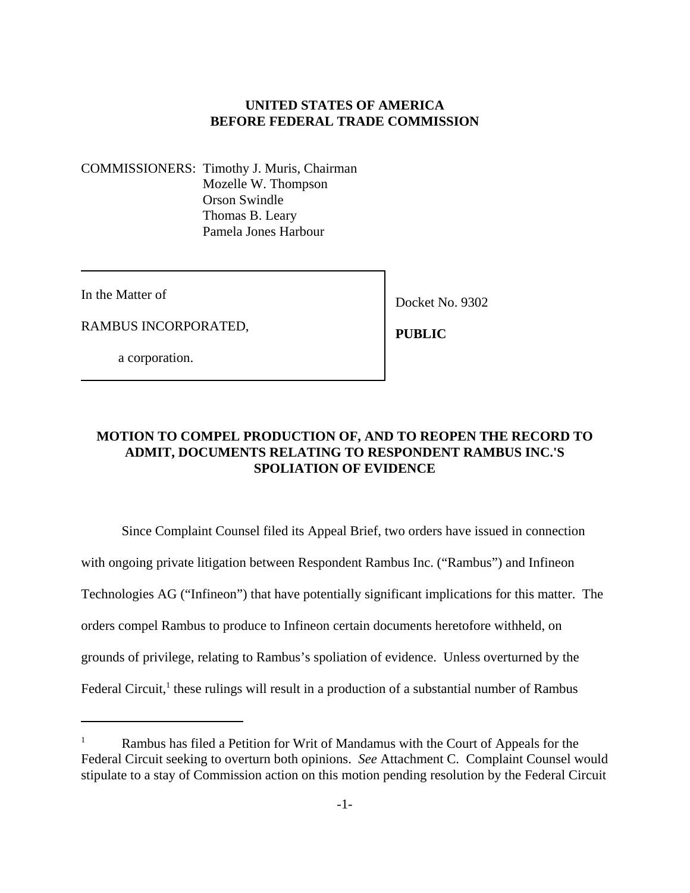**UNITED STATES OF AMERICA**
**BEFORE FEDERAL TRADE COMMISSION**

COMMISSIONERS: Timothy J. Muris, Chairman
Mozelle W. Thompson
Orson Swindle
Thomas B. Leary
Pamela Jones Harbour

| In the Matter of<br><br>RAMBUS INCORPORATED,<br><br>a corporation. | Docket No. 9302<br><br>**PUBLIC** |
|---|---|

**MOTION TO COMPEL PRODUCTION OF, AND TO REOPEN THE RECORD TO ADMIT, DOCUMENTS RELATING TO RESPONDENT RAMBUS INC.'S SPOLIATION OF EVIDENCE**

Since Complaint Counsel filed its Appeal Brief, two orders have issued in connection with ongoing private litigation between Respondent Rambus Inc. ("Rambus") and Infineon Technologies AG ("Infineon") that have potentially significant implications for this matter. The orders compel Rambus to produce to Infineon certain documents heretofore withheld, on grounds of privilege, relating to Rambus's spoliation of evidence. Unless overturned by the Federal Circuit,[1] these rulings will result in a production of a substantial number of Rambus

[1] Rambus has filed a Petition for Writ of Mandamus with the Court of Appeals for the Federal Circuit seeking to overturn both opinions. *See* Attachment C. Complaint Counsel would stipulate to a stay of Commission action on this motion pending resolution by the Federal Circuit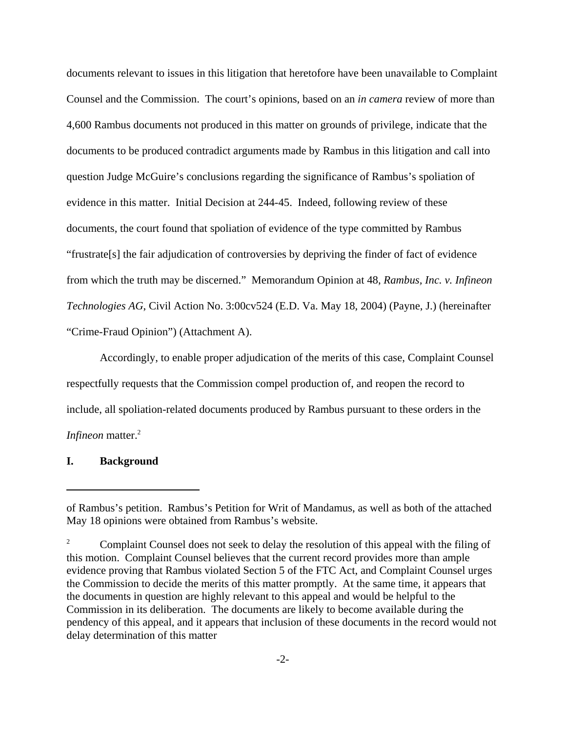documents relevant to issues in this litigation that heretofore have been unavailable to Complaint Counsel and the Commission. The court's opinions, based on an *in camera* review of more than 4,600 Rambus documents not produced in this matter on grounds of privilege, indicate that the documents to be produced contradict arguments made by Rambus in this litigation and call into question Judge McGuire's conclusions regarding the significance of Rambus's spoliation of evidence in this matter. Initial Decision at 244-45. Indeed, following review of these documents, the court found that spoliation of evidence of the type committed by Rambus "frustrate[s] the fair adjudication of controversies by depriving the finder of fact of evidence from which the truth may be discerned." Memorandum Opinion at 48, *Rambus, Inc. v. Infineon Technologies AG*, Civil Action No. 3:00cv524 (E.D. Va. May 18, 2004) (Payne, J.) (hereinafter "Crime-Fraud Opinion") (Attachment A).

Accordingly, to enable proper adjudication of the merits of this case, Complaint Counsel respectfully requests that the Commission compel production of, and reopen the record to include, all spoliation-related documents produced by Rambus pursuant to these orders in the *Infineon* matter.[2]

## I. Background

---

of Rambus's petition. Rambus's Petition for Writ of Mandamus, as well as both of the attached May 18 opinions were obtained from Rambus's website.

[2] Complaint Counsel does not seek to delay the resolution of this appeal with the filing of this motion. Complaint Counsel believes that the current record provides more than ample evidence proving that Rambus violated Section 5 of the FTC Act, and Complaint Counsel urges the Commission to decide the merits of this matter promptly. At the same time, it appears that the documents in question are highly relevant to this appeal and would be helpful to the Commission in its deliberation. The documents are likely to become available during the pendency of this appeal, and it appears that inclusion of these documents in the record would not delay determination of this matter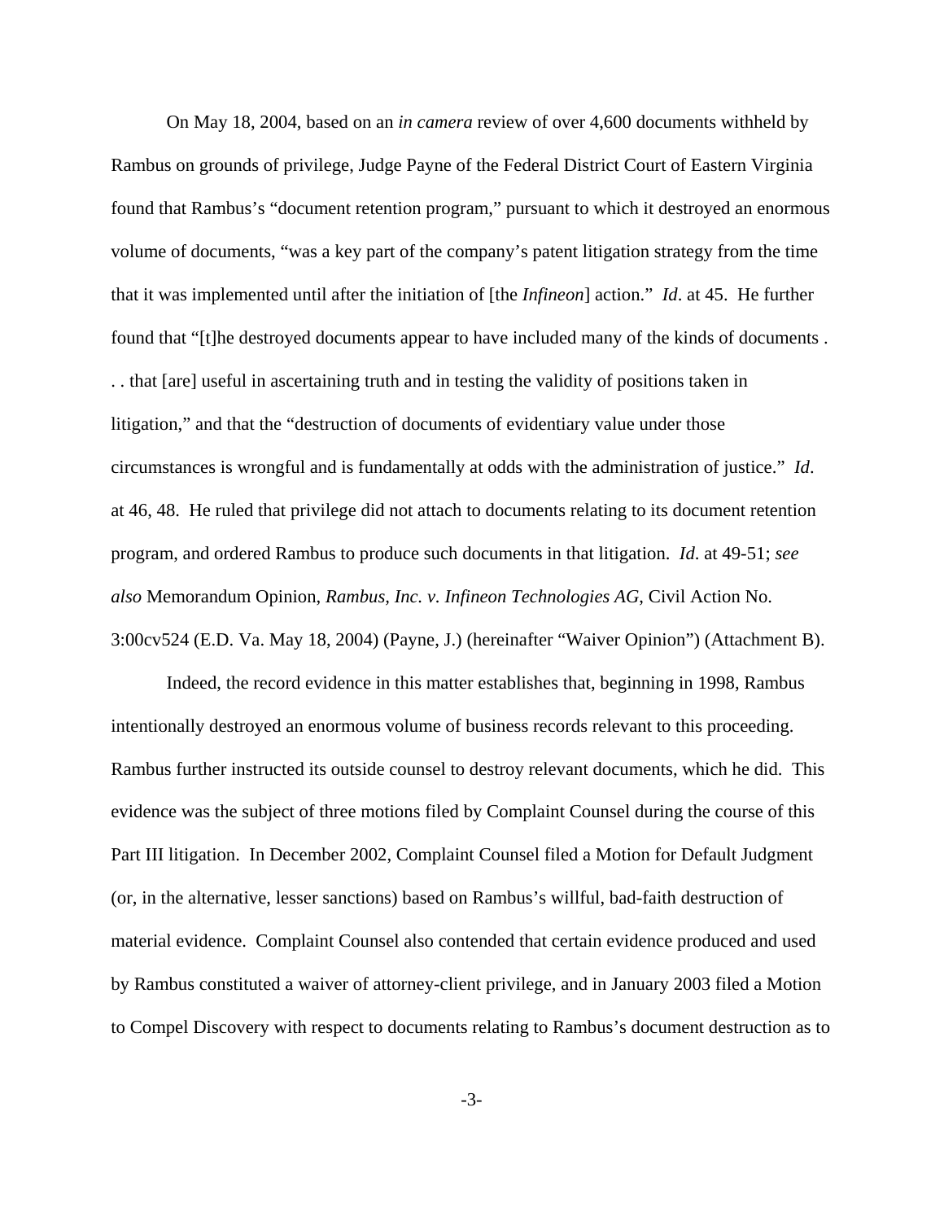On May 18, 2004, based on an *in camera* review of over 4,600 documents withheld by Rambus on grounds of privilege, Judge Payne of the Federal District Court of Eastern Virginia found that Rambus's "document retention program," pursuant to which it destroyed an enormous volume of documents, "was a key part of the company's patent litigation strategy from the time that it was implemented until after the initiation of [the *Infineon*] action." *Id*. at 45. He further found that "[t]he destroyed documents appear to have included many of the kinds of documents . . . that [are] useful in ascertaining truth and in testing the validity of positions taken in litigation," and that the "destruction of documents of evidentiary value under those circumstances is wrongful and is fundamentally at odds with the administration of justice." *Id*. at 46, 48. He ruled that privilege did not attach to documents relating to its document retention program, and ordered Rambus to produce such documents in that litigation. *Id.* at 49-51; *see also* Memorandum Opinion, *Rambus, Inc. v. Infineon Technologies AG*, Civil Action No. 3:00cv524 (E.D. Va. May 18, 2004) (Payne, J.) (hereinafter "Waiver Opinion") (Attachment B).

Indeed, the record evidence in this matter establishes that, beginning in 1998, Rambus intentionally destroyed an enormous volume of business records relevant to this proceeding. Rambus further instructed its outside counsel to destroy relevant documents, which he did. This evidence was the subject of three motions filed by Complaint Counsel during the course of this Part III litigation. In December 2002, Complaint Counsel filed a Motion for Default Judgment (or, in the alternative, lesser sanctions) based on Rambus's willful, bad-faith destruction of material evidence. Complaint Counsel also contended that certain evidence produced and used by Rambus constituted a waiver of attorney-client privilege, and in January 2003 filed a Motion to Compel Discovery with respect to documents relating to Rambus's document destruction as to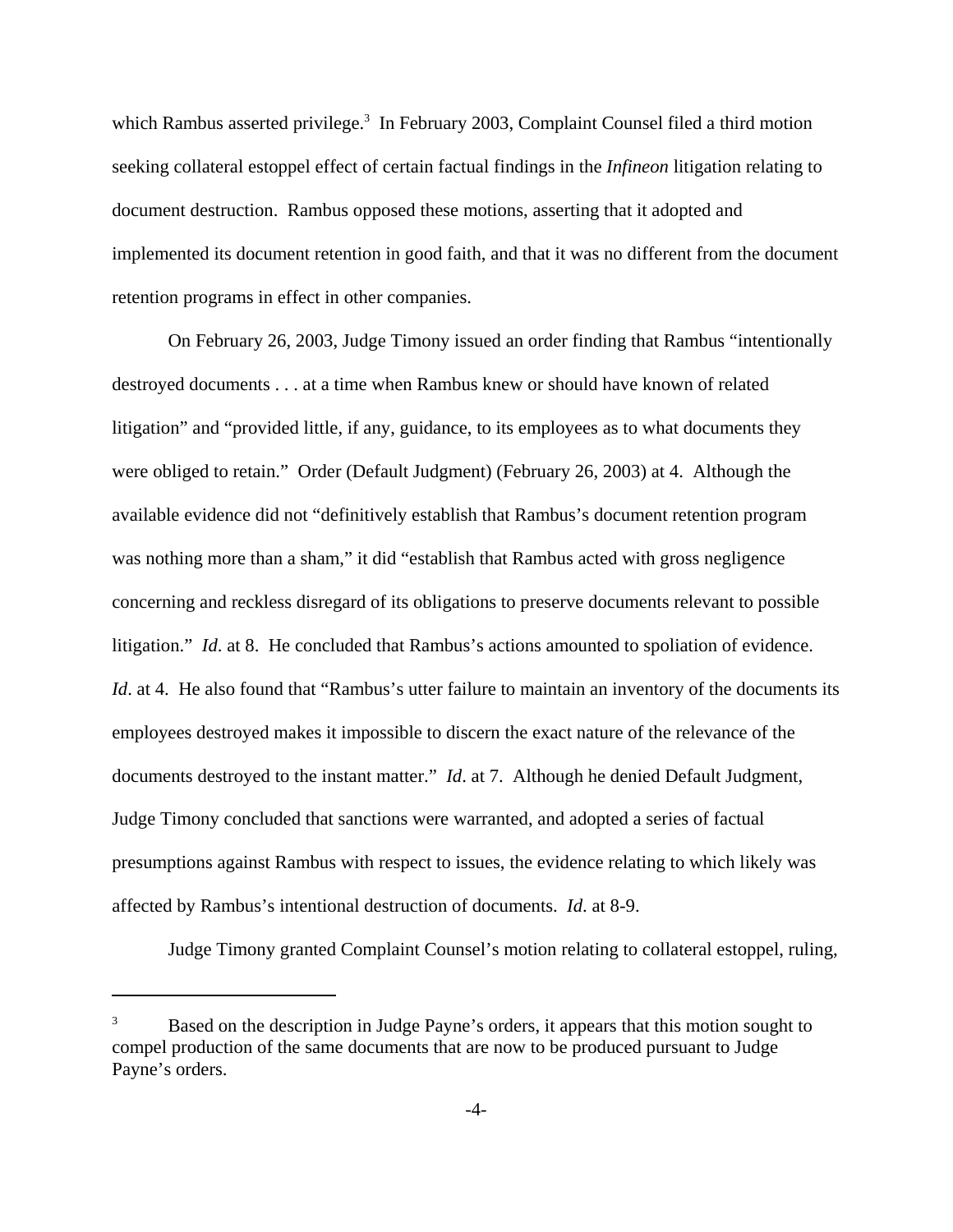which Rambus asserted privilege.[3] In February 2003, Complaint Counsel filed a third motion seeking collateral estoppel effect of certain factual findings in the *Infineon* litigation relating to document destruction. Rambus opposed these motions, asserting that it adopted and implemented its document retention in good faith, and that it was no different from the document retention programs in effect in other companies.

On February 26, 2003, Judge Timony issued an order finding that Rambus "intentionally destroyed documents . . . at a time when Rambus knew or should have known of related litigation" and "provided little, if any, guidance, to its employees as to what documents they were obliged to retain." Order (Default Judgment) (February 26, 2003) at 4. Although the available evidence did not "definitively establish that Rambus's document retention program was nothing more than a sham," it did "establish that Rambus acted with gross negligence concerning and reckless disregard of its obligations to preserve documents relevant to possible litigation." *Id*. at 8. He concluded that Rambus's actions amounted to spoliation of evidence. *Id*. at 4. He also found that "Rambus's utter failure to maintain an inventory of the documents its employees destroyed makes it impossible to discern the exact nature of the relevance of the documents destroyed to the instant matter." *Id*. at 7. Although he denied Default Judgment, Judge Timony concluded that sanctions were warranted, and adopted a series of factual presumptions against Rambus with respect to issues, the evidence relating to which likely was affected by Rambus's intentional destruction of documents. *Id*. at 8-9.

Judge Timony granted Complaint Counsel's motion relating to collateral estoppel, ruling,

---

[3] Based on the description in Judge Payne's orders, it appears that this motion sought to compel production of the same documents that are now to be produced pursuant to Judge Payne's orders.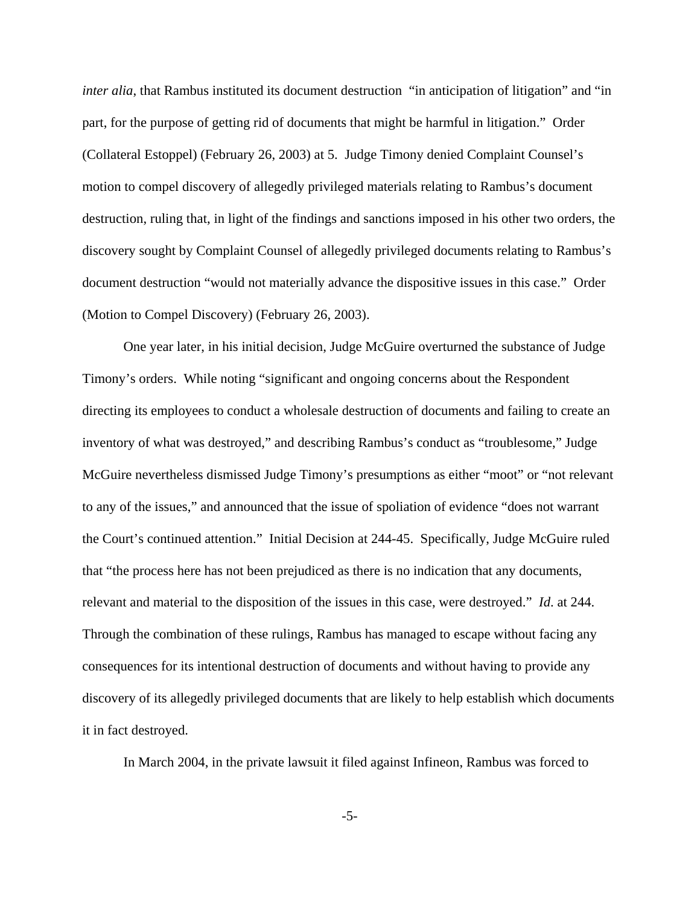*inter alia*, that Rambus instituted its document destruction "in anticipation of litigation" and "in part, for the purpose of getting rid of documents that might be harmful in litigation." Order (Collateral Estoppel) (February 26, 2003) at 5. Judge Timony denied Complaint Counsel's motion to compel discovery of allegedly privileged materials relating to Rambus's document destruction, ruling that, in light of the findings and sanctions imposed in his other two orders, the discovery sought by Complaint Counsel of allegedly privileged documents relating to Rambus's document destruction "would not materially advance the dispositive issues in this case." Order (Motion to Compel Discovery) (February 26, 2003).

One year later, in his initial decision, Judge McGuire overturned the substance of Judge Timony's orders. While noting "significant and ongoing concerns about the Respondent directing its employees to conduct a wholesale destruction of documents and failing to create an inventory of what was destroyed," and describing Rambus's conduct as "troublesome," Judge McGuire nevertheless dismissed Judge Timony's presumptions as either "moot" or "not relevant to any of the issues," and announced that the issue of spoliation of evidence "does not warrant the Court's continued attention." Initial Decision at 244-45. Specifically, Judge McGuire ruled that "the process here has not been prejudiced as there is no indication that any documents, relevant and material to the disposition of the issues in this case, were destroyed." *Id.* at 244. Through the combination of these rulings, Rambus has managed to escape without facing any consequences for its intentional destruction of documents and without having to provide any discovery of its allegedly privileged documents that are likely to help establish which documents it in fact destroyed.

In March 2004, in the private lawsuit it filed against Infineon, Rambus was forced to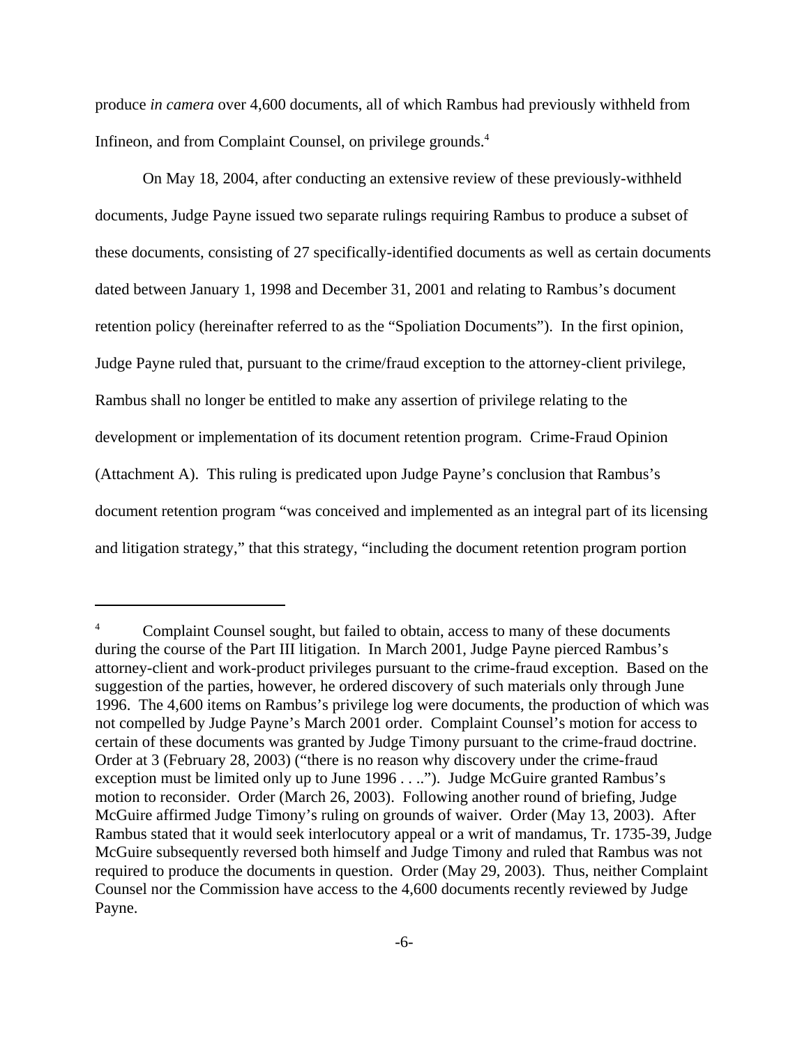produce *in camera* over 4,600 documents, all of which Rambus had previously withheld from Infineon, and from Complaint Counsel, on privilege grounds.[4]

On May 18, 2004, after conducting an extensive review of these previously-withheld documents, Judge Payne issued two separate rulings requiring Rambus to produce a subset of these documents, consisting of 27 specifically-identified documents as well as certain documents dated between January 1, 1998 and December 31, 2001 and relating to Rambus's document retention policy (hereinafter referred to as the "Spoliation Documents"). In the first opinion, Judge Payne ruled that, pursuant to the crime/fraud exception to the attorney-client privilege, Rambus shall no longer be entitled to make any assertion of privilege relating to the development or implementation of its document retention program. Crime-Fraud Opinion (Attachment A). This ruling is predicated upon Judge Payne's conclusion that Rambus's document retention program "was conceived and implemented as an integral part of its licensing and litigation strategy," that this strategy, "including the document retention program portion

---

[4] Complaint Counsel sought, but failed to obtain, access to many of these documents during the course of the Part III litigation. In March 2001, Judge Payne pierced Rambus's attorney-client and work-product privileges pursuant to the crime-fraud exception. Based on the suggestion of the parties, however, he ordered discovery of such materials only through June 1996. The 4,600 items on Rambus's privilege log were documents, the production of which was not compelled by Judge Payne's March 2001 order. Complaint Counsel's motion for access to certain of these documents was granted by Judge Timony pursuant to the crime-fraud doctrine. Order at 3 (February 28, 2003) ("there is no reason why discovery under the crime-fraud exception must be limited only up to June 1996 . . .."). Judge McGuire granted Rambus's motion to reconsider. Order (March 26, 2003). Following another round of briefing, Judge McGuire affirmed Judge Timony's ruling on grounds of waiver. Order (May 13, 2003). After Rambus stated that it would seek interlocutory appeal or a writ of mandamus, Tr. 1735-39, Judge McGuire subsequently reversed both himself and Judge Timony and ruled that Rambus was not required to produce the documents in question. Order (May 29, 2003). Thus, neither Complaint Counsel nor the Commission have access to the 4,600 documents recently reviewed by Judge Payne.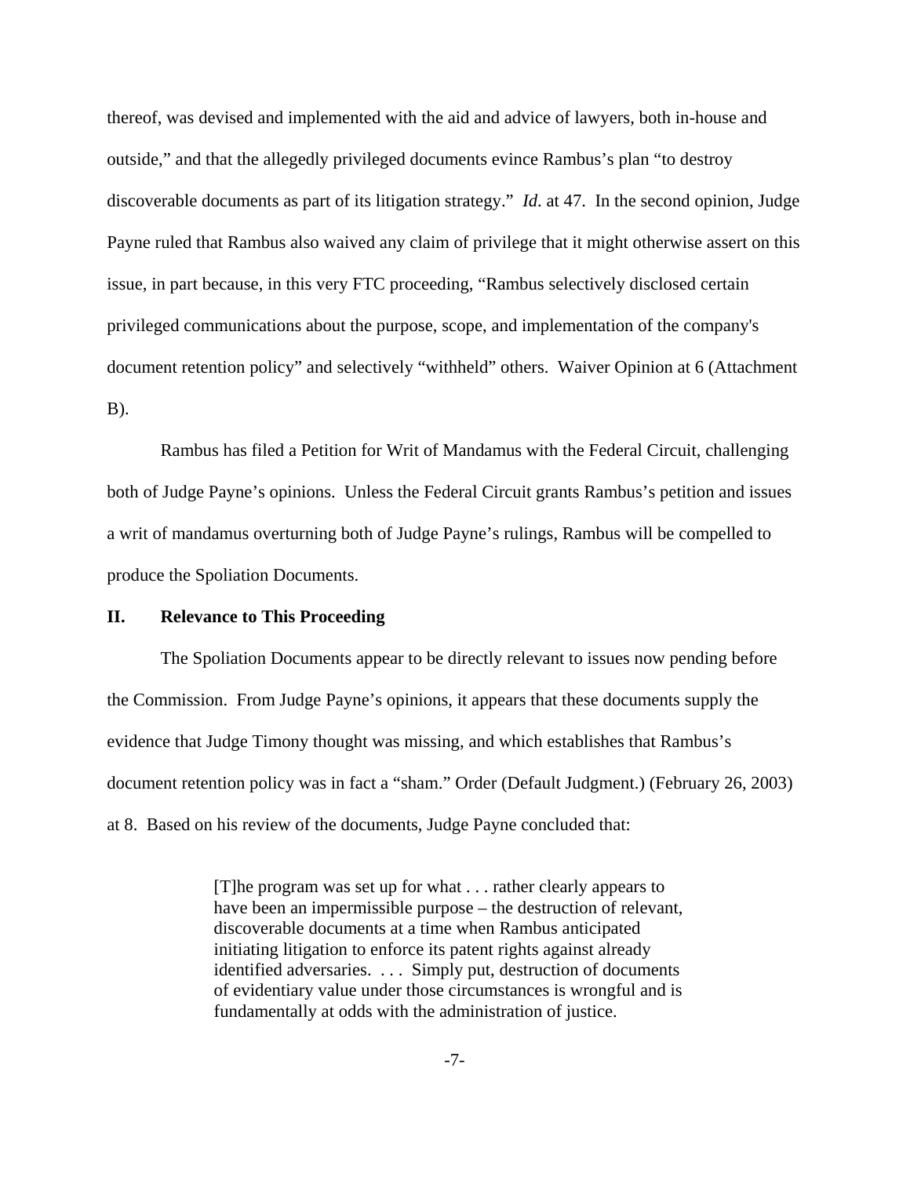thereof, was devised and implemented with the aid and advice of lawyers, both in-house and outside," and that the allegedly privileged documents evince Rambus's plan "to destroy discoverable documents as part of its litigation strategy." *Id*. at 47. In the second opinion, Judge Payne ruled that Rambus also waived any claim of privilege that it might otherwise assert on this issue, in part because, in this very FTC proceeding, "Rambus selectively disclosed certain privileged communications about the purpose, scope, and implementation of the company's document retention policy" and selectively "withheld" others. Waiver Opinion at 6 (Attachment B).

Rambus has filed a Petition for Writ of Mandamus with the Federal Circuit, challenging both of Judge Payne's opinions. Unless the Federal Circuit grants Rambus's petition and issues a writ of mandamus overturning both of Judge Payne's rulings, Rambus will be compelled to produce the Spoliation Documents.

## II. Relevance to This Proceeding

The Spoliation Documents appear to be directly relevant to issues now pending before the Commission. From Judge Payne's opinions, it appears that these documents supply the evidence that Judge Timony thought was missing, and which establishes that Rambus's document retention policy was in fact a "sham." Order (Default Judgment.) (February 26, 2003) at 8. Based on his review of the documents, Judge Payne concluded that:

> [T]he program was set up for what . . . rather clearly appears to have been an impermissible purpose – the destruction of relevant, discoverable documents at a time when Rambus anticipated initiating litigation to enforce its patent rights against already identified adversaries. . . . Simply put, destruction of documents of evidentiary value under those circumstances is wrongful and is fundamentally at odds with the administration of justice.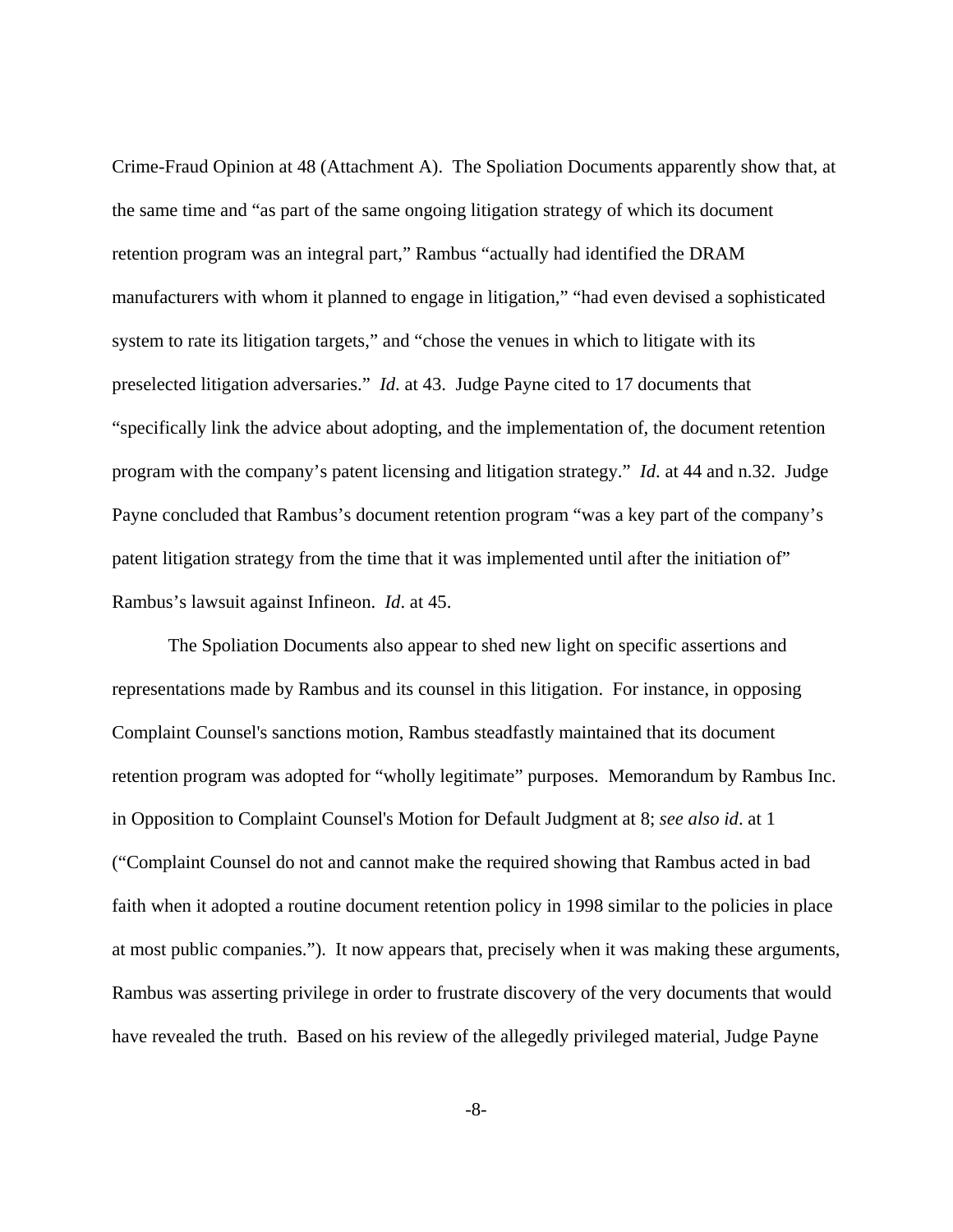Crime-Fraud Opinion at 48 (Attachment A). The Spoliation Documents apparently show that, at the same time and "as part of the same ongoing litigation strategy of which its document retention program was an integral part," Rambus "actually had identified the DRAM manufacturers with whom it planned to engage in litigation," "had even devised a sophisticated system to rate its litigation targets," and "chose the venues in which to litigate with its preselected litigation adversaries." *Id*. at 43. Judge Payne cited to 17 documents that "specifically link the advice about adopting, and the implementation of, the document retention program with the company's patent licensing and litigation strategy." *Id*. at 44 and n.32. Judge Payne concluded that Rambus's document retention program "was a key part of the company's patent litigation strategy from the time that it was implemented until after the initiation of" Rambus's lawsuit against Infineon. *Id*. at 45.

The Spoliation Documents also appear to shed new light on specific assertions and representations made by Rambus and its counsel in this litigation. For instance, in opposing Complaint Counsel's sanctions motion, Rambus steadfastly maintained that its document retention program was adopted for "wholly legitimate" purposes. Memorandum by Rambus Inc. in Opposition to Complaint Counsel's Motion for Default Judgment at 8; *see also id*. at 1 ("Complaint Counsel do not and cannot make the required showing that Rambus acted in bad faith when it adopted a routine document retention policy in 1998 similar to the policies in place at most public companies."). It now appears that, precisely when it was making these arguments, Rambus was asserting privilege in order to frustrate discovery of the very documents that would have revealed the truth. Based on his review of the allegedly privileged material, Judge Payne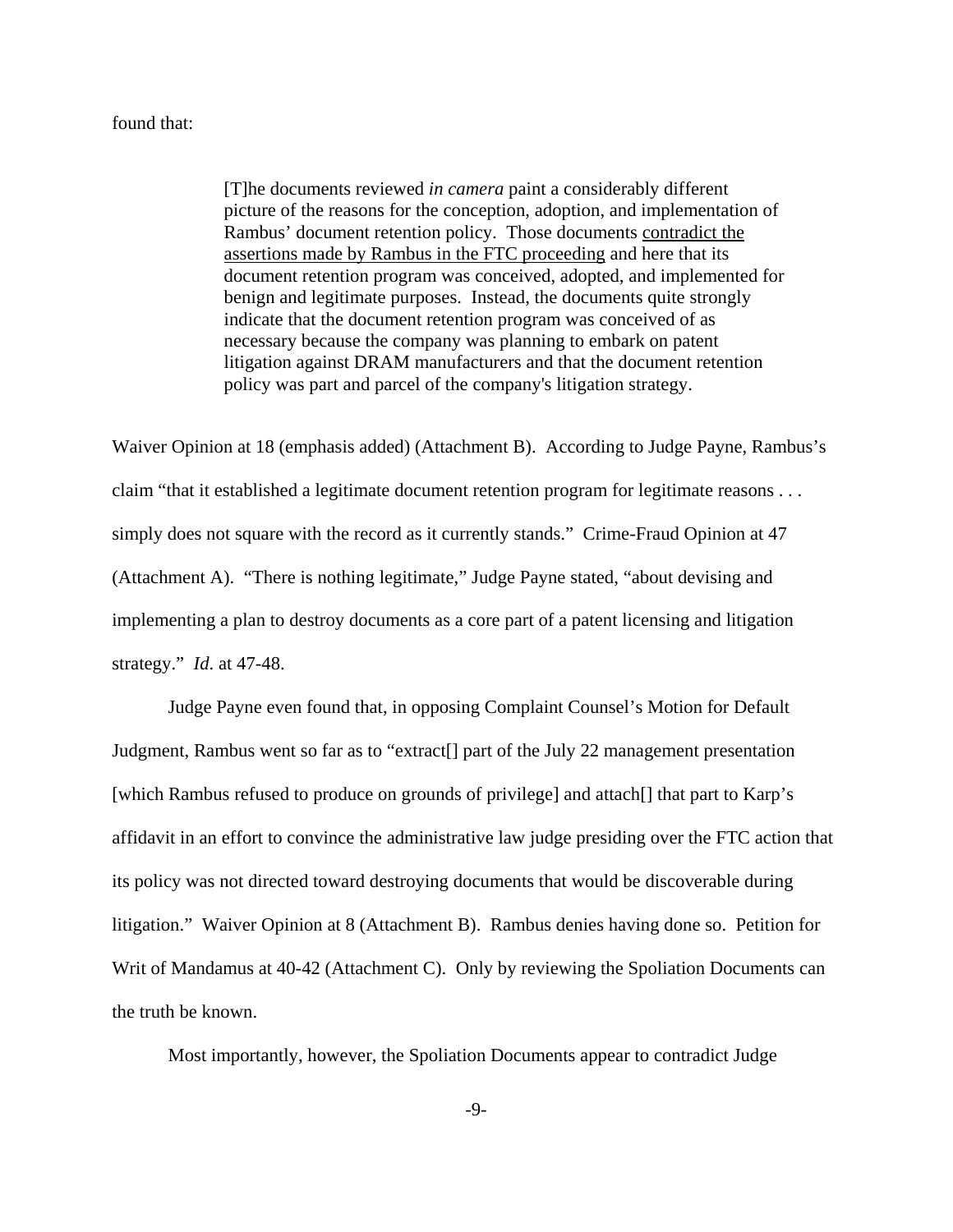found that:

> [T]he documents reviewed *in camera* paint a considerably different picture of the reasons for the conception, adoption, and implementation of Rambus' document retention policy. Those documents <u>contradict the assertions made by Rambus in the FTC proceeding</u> and here that its document retention program was conceived, adopted, and implemented for benign and legitimate purposes. Instead, the documents quite strongly indicate that the document retention program was conceived of as necessary because the company was planning to embark on patent litigation against DRAM manufacturers and that the document retention policy was part and parcel of the company's litigation strategy.

Waiver Opinion at 18 (emphasis added) (Attachment B). According to Judge Payne, Rambus's claim "that it established a legitimate document retention program for legitimate reasons . . . simply does not square with the record as it currently stands." Crime-Fraud Opinion at 47 (Attachment A). "There is nothing legitimate," Judge Payne stated, "about devising and implementing a plan to destroy documents as a core part of a patent licensing and litigation strategy." *Id*. at 47-48.

Judge Payne even found that, in opposing Complaint Counsel's Motion for Default Judgment, Rambus went so far as to "extract[] part of the July 22 management presentation [which Rambus refused to produce on grounds of privilege] and attach[] that part to Karp's affidavit in an effort to convince the administrative law judge presiding over the FTC action that its policy was not directed toward destroying documents that would be discoverable during litigation." Waiver Opinion at 8 (Attachment B). Rambus denies having done so. Petition for Writ of Mandamus at 40-42 (Attachment C). Only by reviewing the Spoliation Documents can the truth be known.

Most importantly, however, the Spoliation Documents appear to contradict Judge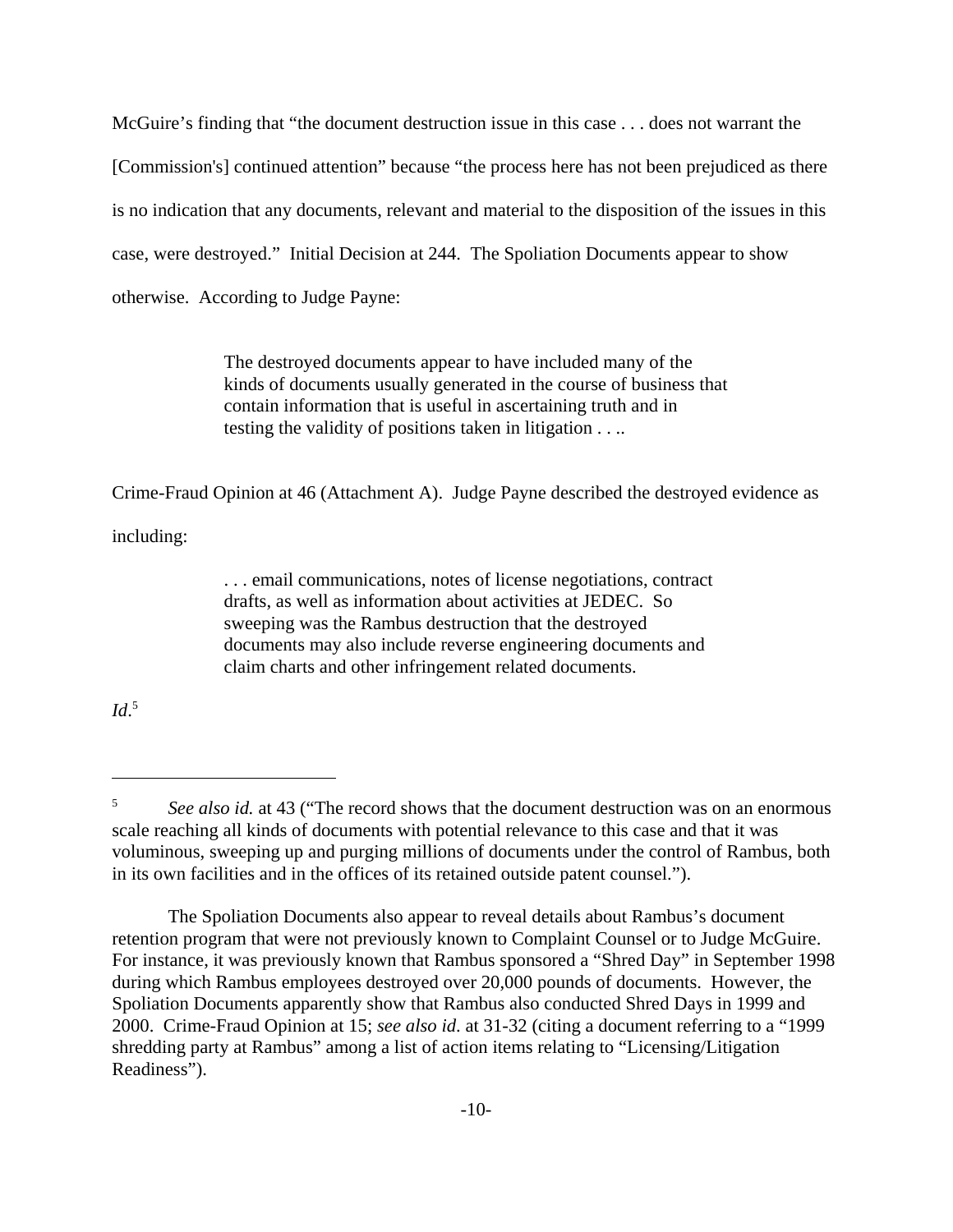McGuire's finding that "the document destruction issue in this case . . . does not warrant the [Commission's] continued attention" because "the process here has not been prejudiced as there is no indication that any documents, relevant and material to the disposition of the issues in this case, were destroyed." Initial Decision at 244. The Spoliation Documents appear to show otherwise. According to Judge Payne:

> The destroyed documents appear to have included many of the kinds of documents usually generated in the course of business that contain information that is useful in ascertaining truth and in testing the validity of positions taken in litigation . . ..

Crime-Fraud Opinion at 46 (Attachment A). Judge Payne described the destroyed evidence as including:

> . . . email communications, notes of license negotiations, contract drafts, as well as information about activities at JEDEC. So sweeping was the Rambus destruction that the destroyed documents may also include reverse engineering documents and claim charts and other infringement related documents.

*Id*.[5]

---

[5] *See also id.* at 43 ("The record shows that the document destruction was on an enormous scale reaching all kinds of documents with potential relevance to this case and that it was voluminous, sweeping up and purging millions of documents under the control of Rambus, both in its own facilities and in the offices of its retained outside patent counsel.").

The Spoliation Documents also appear to reveal details about Rambus's document retention program that were not previously known to Complaint Counsel or to Judge McGuire. For instance, it was previously known that Rambus sponsored a "Shred Day" in September 1998 during which Rambus employees destroyed over 20,000 pounds of documents. However, the Spoliation Documents apparently show that Rambus also conducted Shred Days in 1999 and 2000. Crime-Fraud Opinion at 15; *see also id*. at 31-32 (citing a document referring to a "1999 shredding party at Rambus" among a list of action items relating to "Licensing/Litigation Readiness").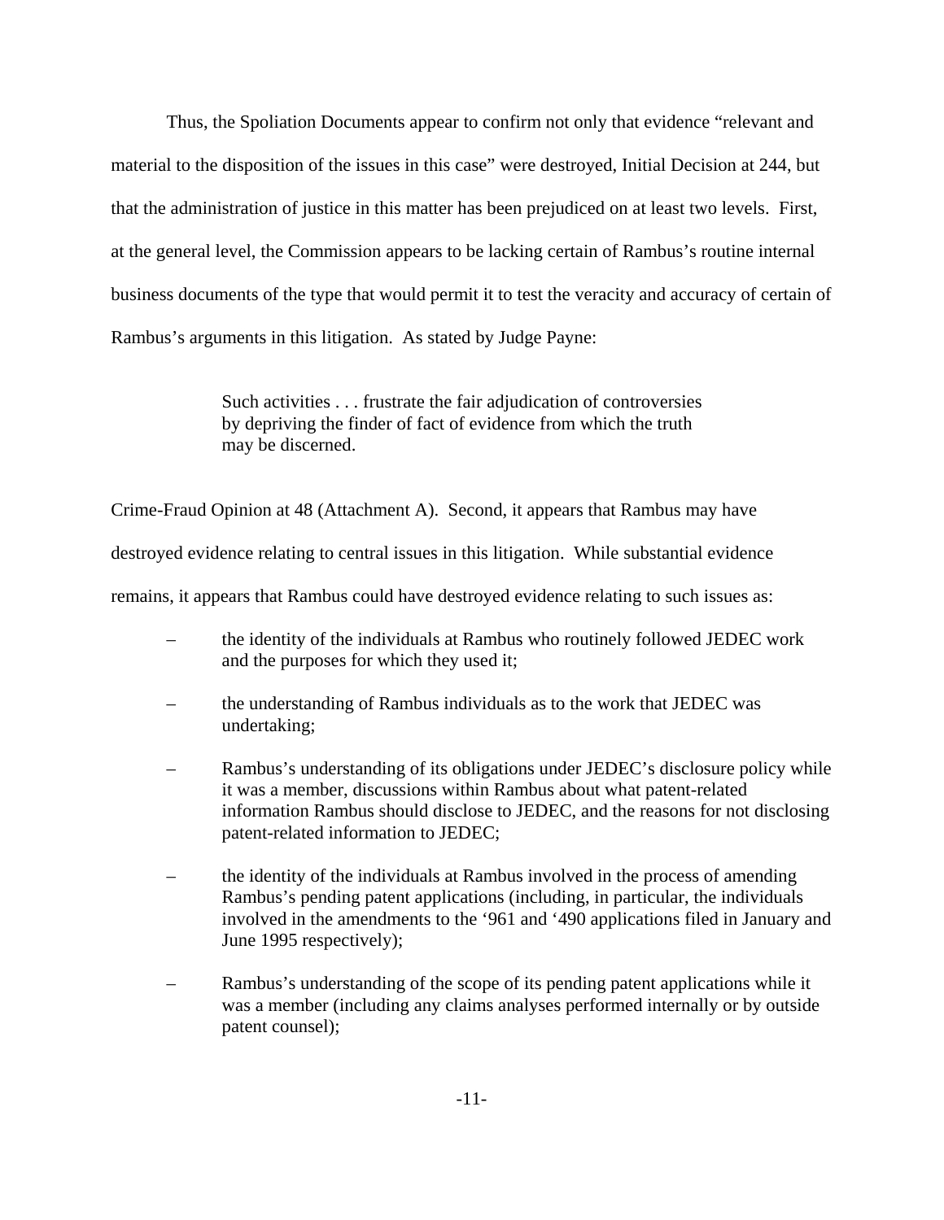Thus, the Spoliation Documents appear to confirm not only that evidence "relevant and material to the disposition of the issues in this case" were destroyed, Initial Decision at 244, but that the administration of justice in this matter has been prejudiced on at least two levels. First, at the general level, the Commission appears to be lacking certain of Rambus's routine internal business documents of the type that would permit it to test the veracity and accuracy of certain of Rambus's arguments in this litigation. As stated by Judge Payne:

> Such activities . . . frustrate the fair adjudication of controversies by depriving the finder of fact of evidence from which the truth may be discerned.

Crime-Fraud Opinion at 48 (Attachment A). Second, it appears that Rambus may have destroyed evidence relating to central issues in this litigation. While substantial evidence remains, it appears that Rambus could have destroyed evidence relating to such issues as:

– the identity of the individuals at Rambus who routinely followed JEDEC work and the purposes for which they used it;

– the understanding of Rambus individuals as to the work that JEDEC was undertaking;

– Rambus's understanding of its obligations under JEDEC's disclosure policy while it was a member, discussions within Rambus about what patent-related information Rambus should disclose to JEDEC, and the reasons for not disclosing patent-related information to JEDEC;

– the identity of the individuals at Rambus involved in the process of amending Rambus's pending patent applications (including, in particular, the individuals involved in the amendments to the '961 and '490 applications filed in January and June 1995 respectively);

– Rambus's understanding of the scope of its pending patent applications while it was a member (including any claims analyses performed internally or by outside patent counsel);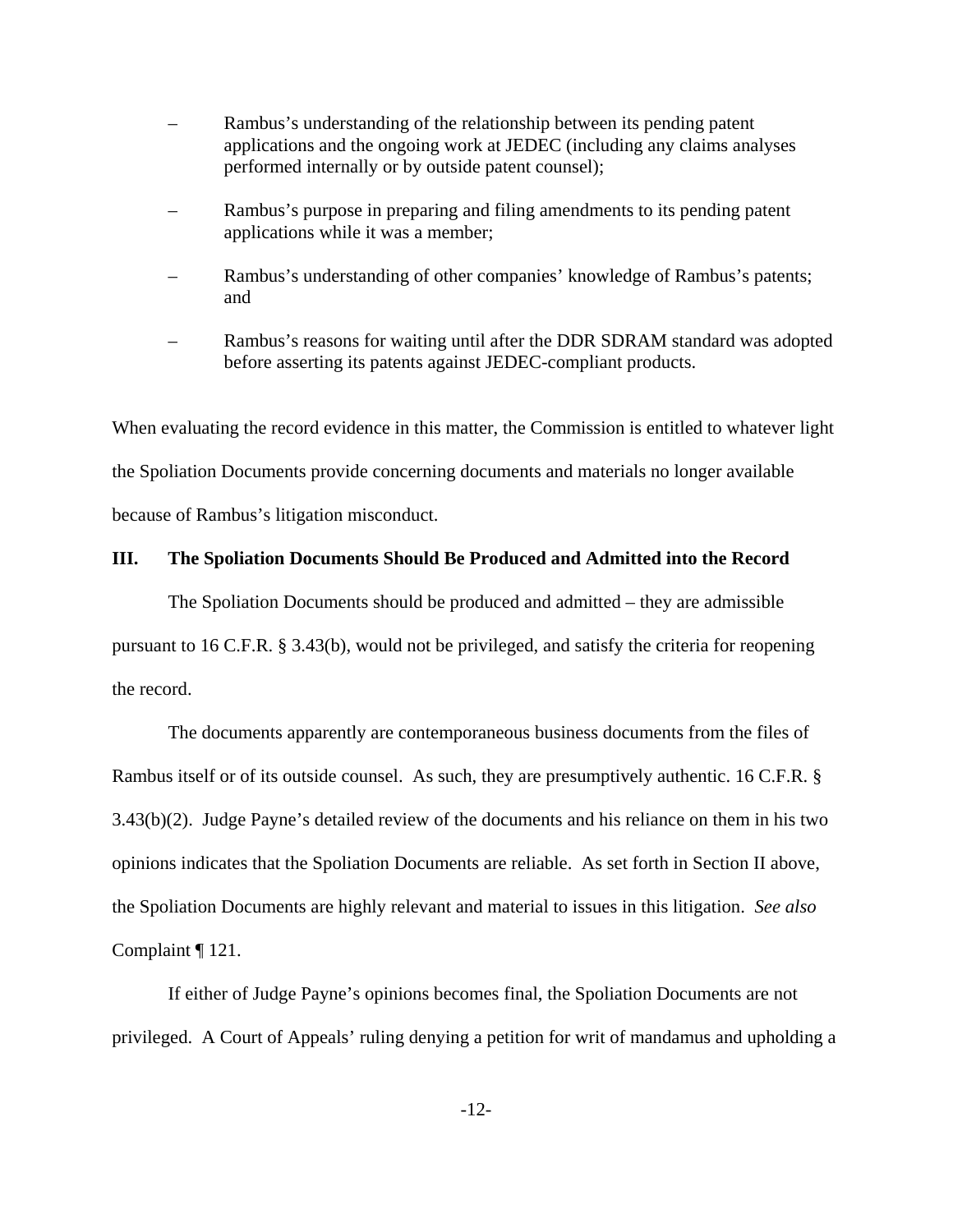- Rambus's understanding of the relationship between its pending patent applications and the ongoing work at JEDEC (including any claims analyses performed internally or by outside patent counsel);
- Rambus's purpose in preparing and filing amendments to its pending patent applications while it was a member;
- Rambus's understanding of other companies' knowledge of Rambus's patents; and
- Rambus's reasons for waiting until after the DDR SDRAM standard was adopted before asserting its patents against JEDEC-compliant products.

When evaluating the record evidence in this matter, the Commission is entitled to whatever light the Spoliation Documents provide concerning documents and materials no longer available because of Rambus's litigation misconduct.

## III. The Spoliation Documents Should Be Produced and Admitted into the Record

The Spoliation Documents should be produced and admitted – they are admissible pursuant to 16 C.F.R. § 3.43(b), would not be privileged, and satisfy the criteria for reopening the record.

The documents apparently are contemporaneous business documents from the files of Rambus itself or of its outside counsel. As such, they are presumptively authentic. 16 C.F.R. § 3.43(b)(2). Judge Payne's detailed review of the documents and his reliance on them in his two opinions indicates that the Spoliation Documents are reliable. As set forth in Section II above, the Spoliation Documents are highly relevant and material to issues in this litigation. *See also* Complaint ¶ 121.

If either of Judge Payne's opinions becomes final, the Spoliation Documents are not privileged. A Court of Appeals' ruling denying a petition for writ of mandamus and upholding a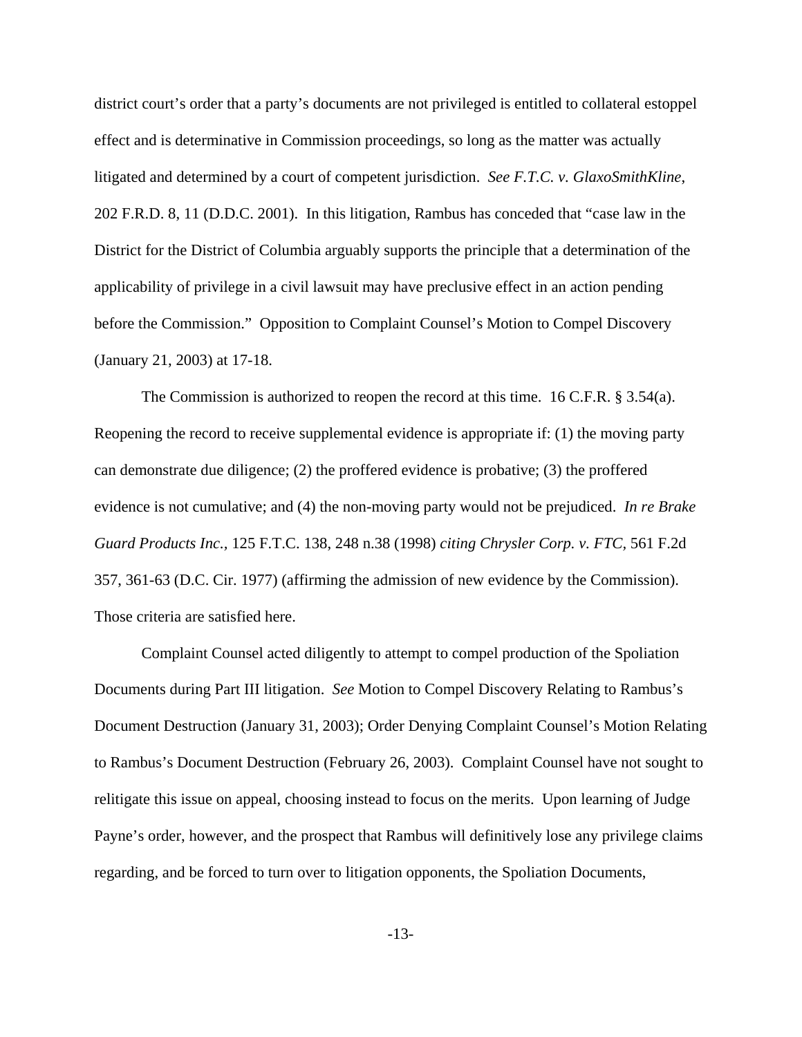district court's order that a party's documents are not privileged is entitled to collateral estoppel effect and is determinative in Commission proceedings, so long as the matter was actually litigated and determined by a court of competent jurisdiction. *See F.T.C. v. GlaxoSmithKline*, 202 F.R.D. 8, 11 (D.D.C. 2001). In this litigation, Rambus has conceded that "case law in the District for the District of Columbia arguably supports the principle that a determination of the applicability of privilege in a civil lawsuit may have preclusive effect in an action pending before the Commission." Opposition to Complaint Counsel's Motion to Compel Discovery (January 21, 2003) at 17-18.

The Commission is authorized to reopen the record at this time. 16 C.F.R. § 3.54(a). Reopening the record to receive supplemental evidence is appropriate if: (1) the moving party can demonstrate due diligence; (2) the proffered evidence is probative; (3) the proffered evidence is not cumulative; and (4) the non-moving party would not be prejudiced. *In re Brake Guard Products Inc.*, 125 F.T.C. 138, 248 n.38 (1998) *citing Chrysler Corp. v. FTC,* 561 F.2d 357, 361-63 (D.C. Cir. 1977) (affirming the admission of new evidence by the Commission). Those criteria are satisfied here.

Complaint Counsel acted diligently to attempt to compel production of the Spoliation Documents during Part III litigation. *See* Motion to Compel Discovery Relating to Rambus's Document Destruction (January 31, 2003); Order Denying Complaint Counsel's Motion Relating to Rambus's Document Destruction (February 26, 2003). Complaint Counsel have not sought to relitigate this issue on appeal, choosing instead to focus on the merits. Upon learning of Judge Payne's order, however, and the prospect that Rambus will definitively lose any privilege claims regarding, and be forced to turn over to litigation opponents, the Spoliation Documents,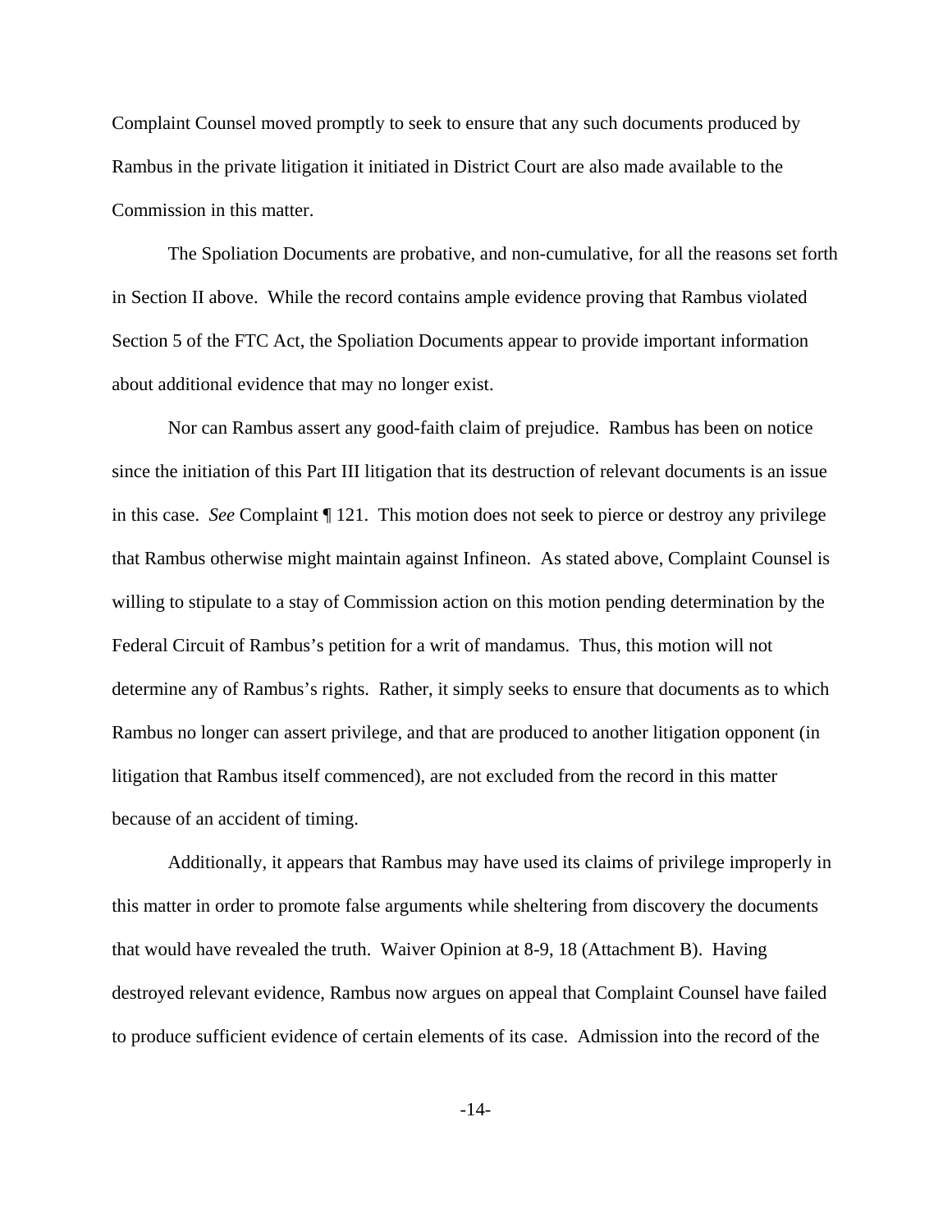Complaint Counsel moved promptly to seek to ensure that any such documents produced by Rambus in the private litigation it initiated in District Court are also made available to the Commission in this matter.

The Spoliation Documents are probative, and non-cumulative, for all the reasons set forth in Section II above. While the record contains ample evidence proving that Rambus violated Section 5 of the FTC Act, the Spoliation Documents appear to provide important information about additional evidence that may no longer exist.

Nor can Rambus assert any good-faith claim of prejudice. Rambus has been on notice since the initiation of this Part III litigation that its destruction of relevant documents is an issue in this case. *See* Complaint ¶ 121. This motion does not seek to pierce or destroy any privilege that Rambus otherwise might maintain against Infineon. As stated above, Complaint Counsel is willing to stipulate to a stay of Commission action on this motion pending determination by the Federal Circuit of Rambus's petition for a writ of mandamus. Thus, this motion will not determine any of Rambus's rights. Rather, it simply seeks to ensure that documents as to which Rambus no longer can assert privilege, and that are produced to another litigation opponent (in litigation that Rambus itself commenced), are not excluded from the record in this matter because of an accident of timing.

Additionally, it appears that Rambus may have used its claims of privilege improperly in this matter in order to promote false arguments while sheltering from discovery the documents that would have revealed the truth. Waiver Opinion at 8-9, 18 (Attachment B). Having destroyed relevant evidence, Rambus now argues on appeal that Complaint Counsel have failed to produce sufficient evidence of certain elements of its case. Admission into the record of the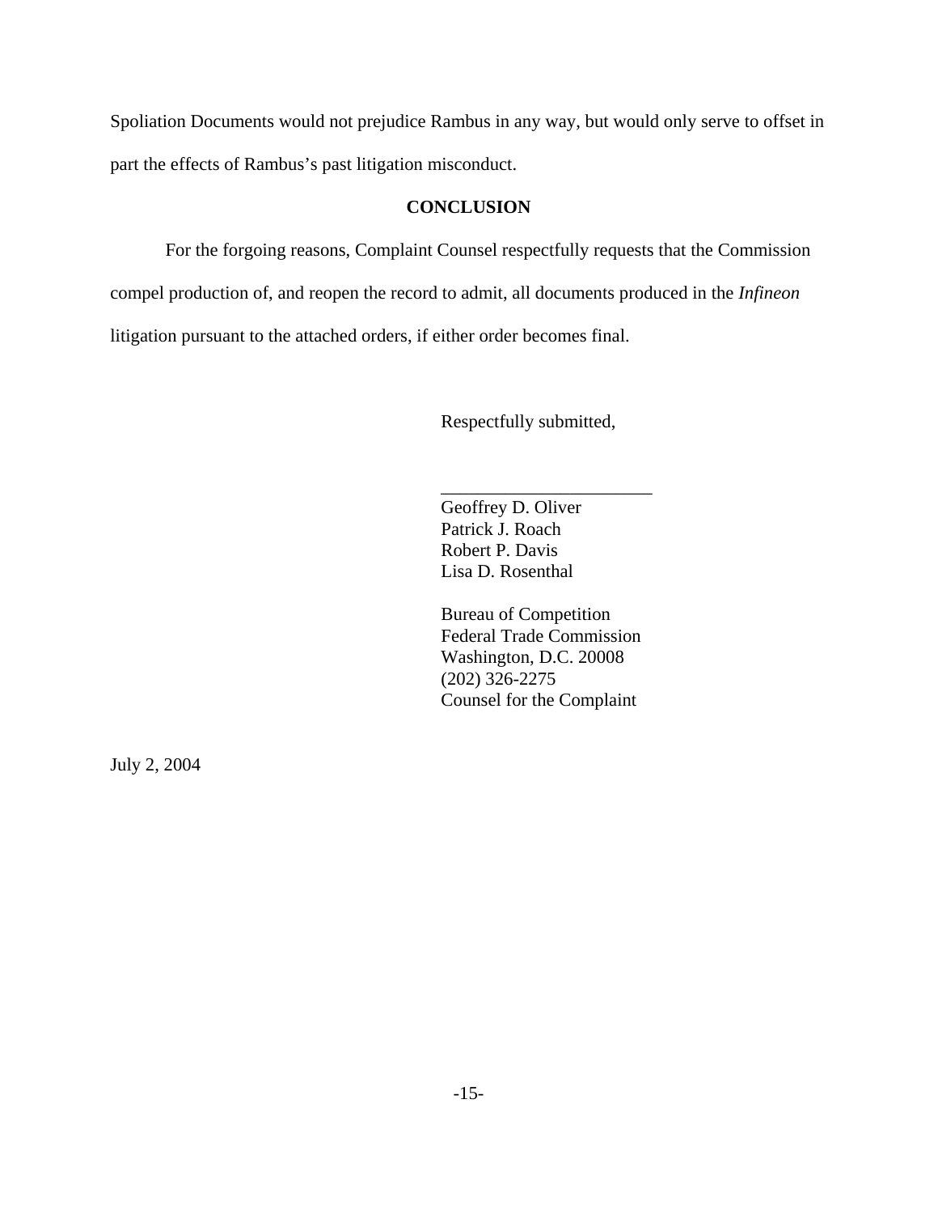Spoliation Documents would not prejudice Rambus in any way, but would only serve to offset in part the effects of Rambus's past litigation misconduct.

**CONCLUSION**

For the forgoing reasons, Complaint Counsel respectfully requests that the Commission compel production of, and reopen the record to admit, all documents produced in the *Infineon* litigation pursuant to the attached orders, if either order becomes final.

Respectfully submitted,

\_\_\_\_\_\_\_\_\_\_\_\_\_\_\_\_\_\_\_\_\_\_\_\_

Geoffrey D. Oliver
Patrick J. Roach
Robert P. Davis
Lisa D. Rosenthal

Bureau of Competition
Federal Trade Commission
Washington, D.C. 20008
(202) 326-2275
Counsel for the Complaint

July 2, 2004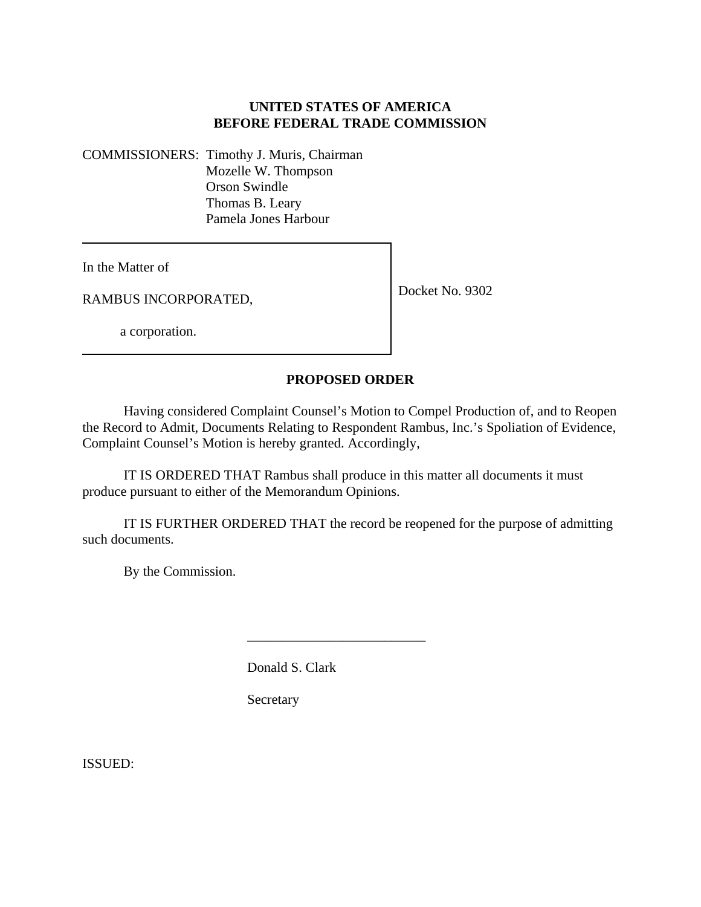**UNITED STATES OF AMERICA**
**BEFORE FEDERAL TRADE COMMISSION**

COMMISSIONERS: Timothy J. Muris, Chairman
Mozelle W. Thompson
Orson Swindle
Thomas B. Leary
Pamela Jones Harbour

| In the Matter of<br><br>RAMBUS INCORPORATED,<br><br>a corporation. | Docket No. 9302 |
|---|---|

**PROPOSED ORDER**

Having considered Complaint Counsel's Motion to Compel Production of, and to Reopen the Record to Admit, Documents Relating to Respondent Rambus, Inc.'s Spoliation of Evidence, Complaint Counsel's Motion is hereby granted. Accordingly,

IT IS ORDERED THAT Rambus shall produce in this matter all documents it must produce pursuant to either of the Memorandum Opinions.

IT IS FURTHER ORDERED THAT the record be reopened for the purpose of admitting such documents.

By the Commission.

\_\_\_\_\_\_\_\_\_\_\_\_\_\_\_\_\_\_\_\_\_\_\_\_\_\_

Donald S. Clark

Secretary

ISSUED: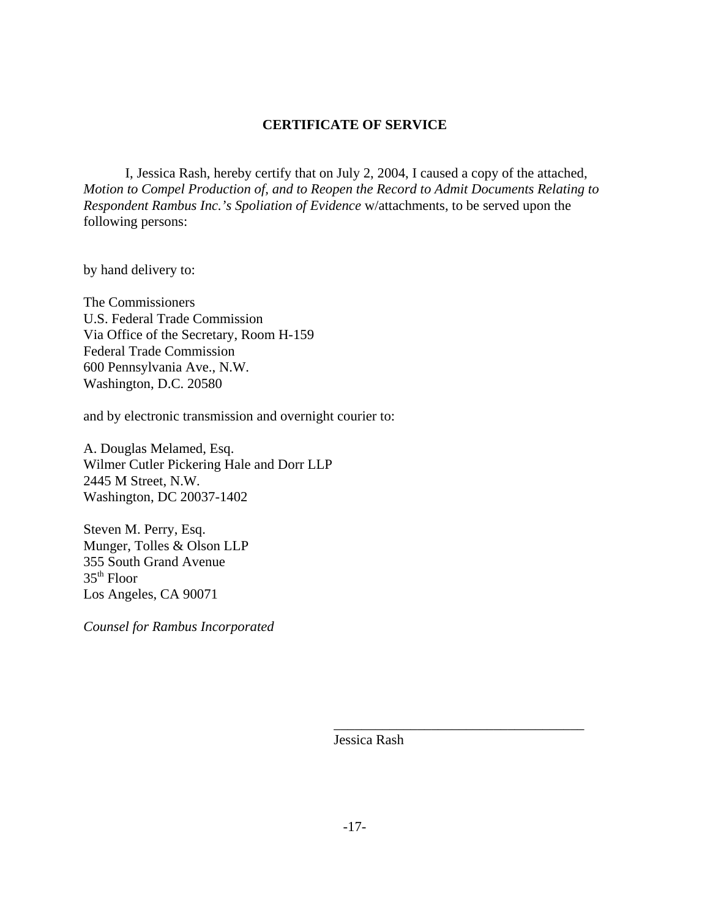## CERTIFICATE OF SERVICE

I, Jessica Rash, hereby certify that on July 2, 2004, I caused a copy of the attached, *Motion to Compel Production of, and to Reopen the Record to Admit Documents Relating to Respondent Rambus Inc.'s Spoliation of Evidence* w/attachments, to be served upon the following persons:

by hand delivery to:

The Commissioners
U.S. Federal Trade Commission
Via Office of the Secretary, Room H-159
Federal Trade Commission
600 Pennsylvania Ave., N.W.
Washington, D.C. 20580

and by electronic transmission and overnight courier to:

A. Douglas Melamed, Esq.
Wilmer Cutler Pickering Hale and Dorr LLP
2445 M Street, N.W.
Washington, DC 20037-1402

Steven M. Perry, Esq.
Munger, Tolles & Olson LLP
355 South Grand Avenue
35th Floor
Los Angeles, CA 90071

*Counsel for Rambus Incorporated*

\_\_\_\_\_\_\_\_\_\_\_\_\_\_\_\_\_\_\_\_\_\_\_\_\_\_\_\_\_\_\_\_\_\_\_\_
Jessica Rash